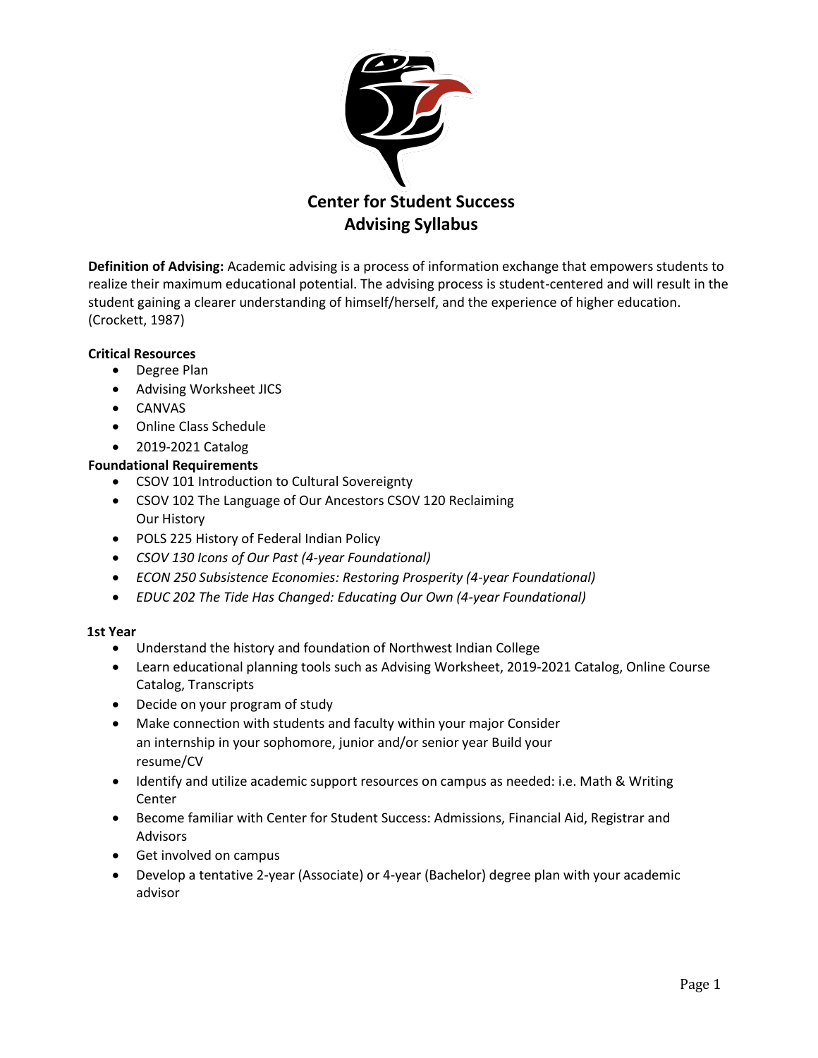# Center for Student Success
# Advising Syllabus

**Definition of Advising:** Academic advising is a process of information exchange that empowers students to realize their maximum educational potential. The advising process is student-centered and will result in the student gaining a clearer understanding of himself/herself, and the experience of higher education. (Crockett, 1987)

**Critical Resources**

- Degree Plan
- Advising Worksheet JICS
- CANVAS
- Online Class Schedule
- 2019-2021 Catalog

**Foundational Requirements**

- CSOV 101 Introduction to Cultural Sovereignty
- CSOV 102 The Language of Our Ancestors CSOV 120 Reclaiming Our History
- POLS 225 History of Federal Indian Policy
- *CSOV 130 Icons of Our Past (4-year Foundational)*
- *ECON 250 Subsistence Economies: Restoring Prosperity (4-year Foundational)*
- *EDUC 202 The Tide Has Changed: Educating Our Own (4-year Foundational)*

**1st Year**

- Understand the history and foundation of Northwest Indian College
- Learn educational planning tools such as Advising Worksheet, 2019-2021 Catalog, Online Course Catalog, Transcripts
- Decide on your program of study
- Make connection with students and faculty within your major Consider an internship in your sophomore, junior and/or senior year Build your resume/CV
- Identify and utilize academic support resources on campus as needed: i.e. Math & Writing Center
- Become familiar with Center for Student Success: Admissions, Financial Aid, Registrar and Advisors
- Get involved on campus
- Develop a tentative 2-year (Associate) or 4-year (Bachelor) degree plan with your academic advisor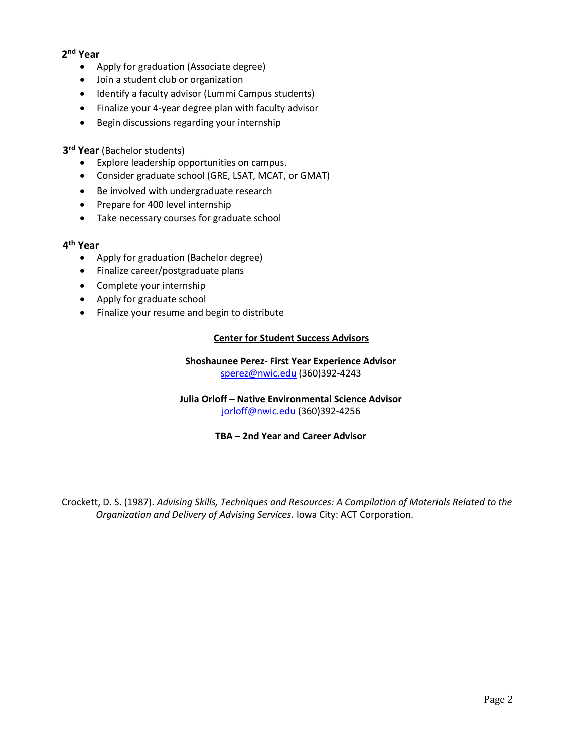**2nd Year**

- Apply for graduation (Associate degree)
- Join a student club or organization
- Identify a faculty advisor (Lummi Campus students)
- Finalize your 4-year degree plan with faculty advisor
- Begin discussions regarding your internship

**3rd Year** (Bachelor students)

- Explore leadership opportunities on campus.
- Consider graduate school (GRE, LSAT, MCAT, or GMAT)
- Be involved with undergraduate research
- Prepare for 400 level internship
- Take necessary courses for graduate school

**4th Year**

- Apply for graduation (Bachelor degree)
- Finalize career/postgraduate plans
- Complete your internship
- Apply for graduate school
- Finalize your resume and begin to distribute

**Center for Student Success Advisors**

**Shoshaunee Perez- First Year Experience Advisor**
sperez@nwic.edu (360)392-4243

**Julia Orloff – Native Environmental Science Advisor**
jorloff@nwic.edu (360)392-4256

**TBA – 2nd Year and Career Advisor**

Crockett, D. S. (1987). *Advising Skills, Techniques and Resources: A Compilation of Materials Related to the Organization and Delivery of Advising Services.* Iowa City: ACT Corporation.